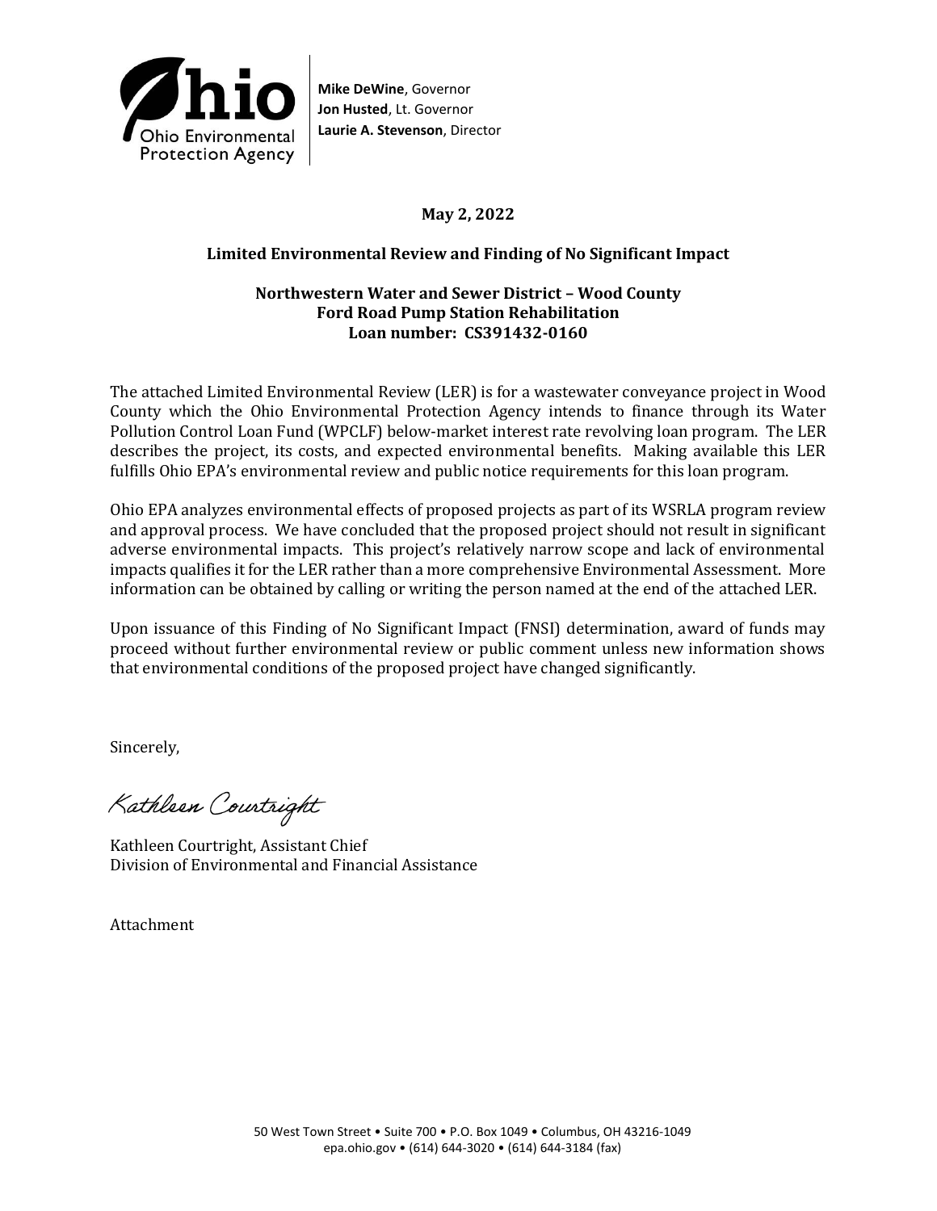Ohio Environmental Protection Agency

**Mike DeWine**, Governor
**Jon Husted**, Lt. Governor
**Laurie A. Stevenson**, Director

**May 2, 2022**

**Limited Environmental Review and Finding of No Significant Impact**

**Northwestern Water and Sewer District – Wood County**
**Ford Road Pump Station Rehabilitation**
**Loan number: CS391432-0160**

The attached Limited Environmental Review (LER) is for a wastewater conveyance project in Wood County which the Ohio Environmental Protection Agency intends to finance through its Water Pollution Control Loan Fund (WPCLF) below-market interest rate revolving loan program. The LER describes the project, its costs, and expected environmental benefits. Making available this LER fulfills Ohio EPA's environmental review and public notice requirements for this loan program.

Ohio EPA analyzes environmental effects of proposed projects as part of its WSRLA program review and approval process. We have concluded that the proposed project should not result in significant adverse environmental impacts. This project's relatively narrow scope and lack of environmental impacts qualifies it for the LER rather than a more comprehensive Environmental Assessment. More information can be obtained by calling or writing the person named at the end of the attached LER.

Upon issuance of this Finding of No Significant Impact (FNSI) determination, award of funds may proceed without further environmental review or public comment unless new information shows that environmental conditions of the proposed project have changed significantly.

Sincerely,

Kathleen Courtright

Kathleen Courtright, Assistant Chief
Division of Environmental and Financial Assistance

Attachment

50 West Town Street • Suite 700 • P.O. Box 1049 • Columbus, OH 43216-1049
epa.ohio.gov • (614) 644-3020 • (614) 644-3184 (fax)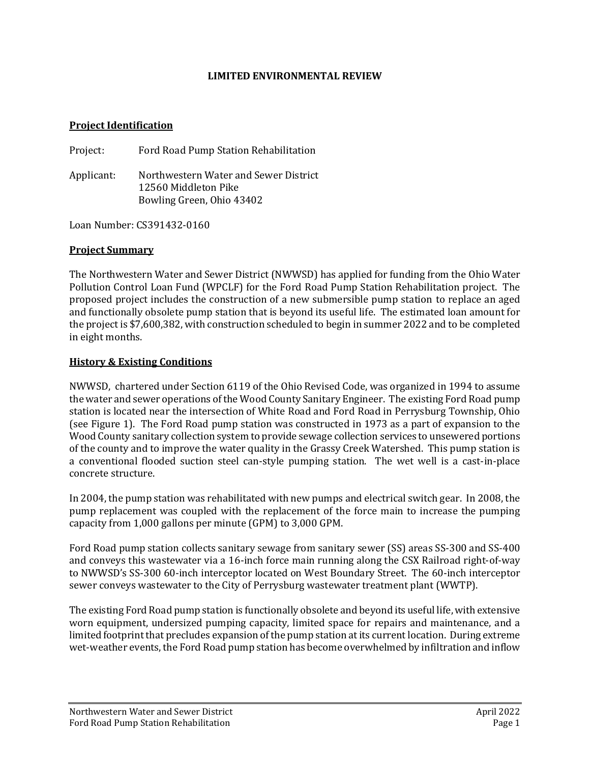**LIMITED ENVIRONMENTAL REVIEW**

## Project Identification

Project: Ford Road Pump Station Rehabilitation

Applicant: Northwestern Water and Sewer District
12560 Middleton Pike
Bowling Green, Ohio 43402

Loan Number: CS391432-0160

## Project Summary

The Northwestern Water and Sewer District (NWWSD) has applied for funding from the Ohio Water Pollution Control Loan Fund (WPCLF) for the Ford Road Pump Station Rehabilitation project. The proposed project includes the construction of a new submersible pump station to replace an aged and functionally obsolete pump station that is beyond its useful life. The estimated loan amount for the project is $7,600,382, with construction scheduled to begin in summer 2022 and to be completed in eight months.

## History & Existing Conditions

NWWSD, chartered under Section 6119 of the Ohio Revised Code, was organized in 1994 to assume the water and sewer operations of the Wood County Sanitary Engineer. The existing Ford Road pump station is located near the intersection of White Road and Ford Road in Perrysburg Township, Ohio (see Figure 1). The Ford Road pump station was constructed in 1973 as a part of expansion to the Wood County sanitary collection system to provide sewage collection services to unsewered portions of the county and to improve the water quality in the Grassy Creek Watershed. This pump station is a conventional flooded suction steel can-style pumping station. The wet well is a cast-in-place concrete structure.

In 2004, the pump station was rehabilitated with new pumps and electrical switch gear. In 2008, the pump replacement was coupled with the replacement of the force main to increase the pumping capacity from 1,000 gallons per minute (GPM) to 3,000 GPM.

Ford Road pump station collects sanitary sewage from sanitary sewer (SS) areas SS-300 and SS-400 and conveys this wastewater via a 16-inch force main running along the CSX Railroad right-of-way to NWWSD's SS-300 60-inch interceptor located on West Boundary Street. The 60-inch interceptor sewer conveys wastewater to the City of Perrysburg wastewater treatment plant (WWTP).

The existing Ford Road pump station is functionally obsolete and beyond its useful life, with extensive worn equipment, undersized pumping capacity, limited space for repairs and maintenance, and a limited footprint that precludes expansion of the pump station at its current location. During extreme wet-weather events, the Ford Road pump station has become overwhelmed by infiltration and inflow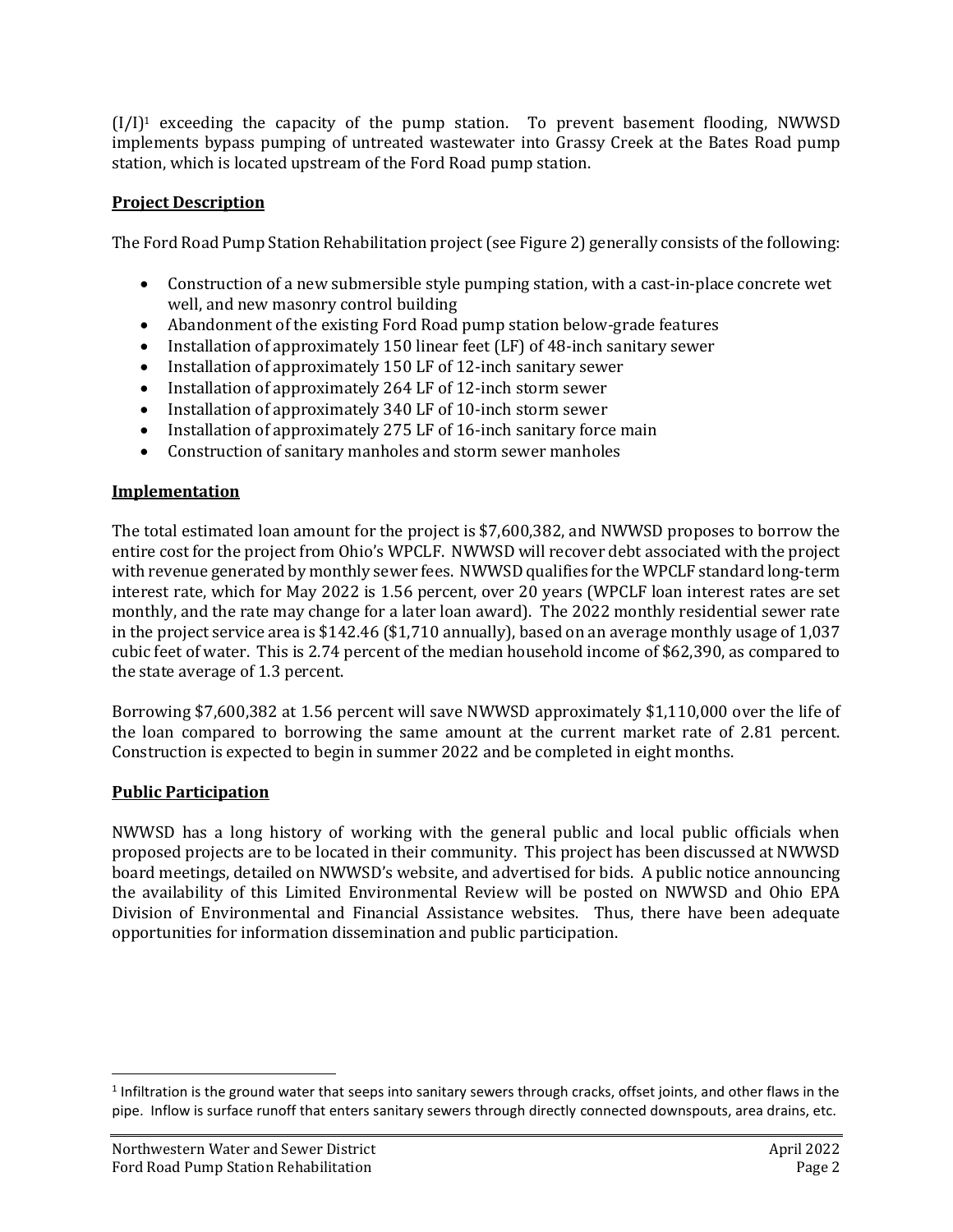(I/I)[1] exceeding the capacity of the pump station. To prevent basement flooding, NWWSD implements bypass pumping of untreated wastewater into Grassy Creek at the Bates Road pump station, which is located upstream of the Ford Road pump station.

## Project Description

The Ford Road Pump Station Rehabilitation project (see Figure 2) generally consists of the following:

- Construction of a new submersible style pumping station, with a cast-in-place concrete wet well, and new masonry control building
- Abandonment of the existing Ford Road pump station below-grade features
- Installation of approximately 150 linear feet (LF) of 48-inch sanitary sewer
- Installation of approximately 150 LF of 12-inch sanitary sewer
- Installation of approximately 264 LF of 12-inch storm sewer
- Installation of approximately 340 LF of 10-inch storm sewer
- Installation of approximately 275 LF of 16-inch sanitary force main
- Construction of sanitary manholes and storm sewer manholes

## Implementation

The total estimated loan amount for the project is $7,600,382, and NWWSD proposes to borrow the entire cost for the project from Ohio's WPCLF. NWWSD will recover debt associated with the project with revenue generated by monthly sewer fees. NWWSD qualifies for the WPCLF standard long-term interest rate, which for May 2022 is 1.56 percent, over 20 years (WPCLF loan interest rates are set monthly, and the rate may change for a later loan award). The 2022 monthly residential sewer rate in the project service area is $142.46 ($1,710 annually), based on an average monthly usage of 1,037 cubic feet of water. This is 2.74 percent of the median household income of $62,390, as compared to the state average of 1.3 percent.

Borrowing $7,600,382 at 1.56 percent will save NWWSD approximately $1,110,000 over the life of the loan compared to borrowing the same amount at the current market rate of 2.81 percent. Construction is expected to begin in summer 2022 and be completed in eight months.

## Public Participation

NWWSD has a long history of working with the general public and local public officials when proposed projects are to be located in their community. This project has been discussed at NWWSD board meetings, detailed on NWWSD's website, and advertised for bids. A public notice announcing the availability of this Limited Environmental Review will be posted on NWWSD and Ohio EPA Division of Environmental and Financial Assistance websites. Thus, there have been adequate opportunities for information dissemination and public participation.

---

[1] Infiltration is the ground water that seeps into sanitary sewers through cracks, offset joints, and other flaws in the pipe. Inflow is surface runoff that enters sanitary sewers through directly connected downspouts, area drains, etc.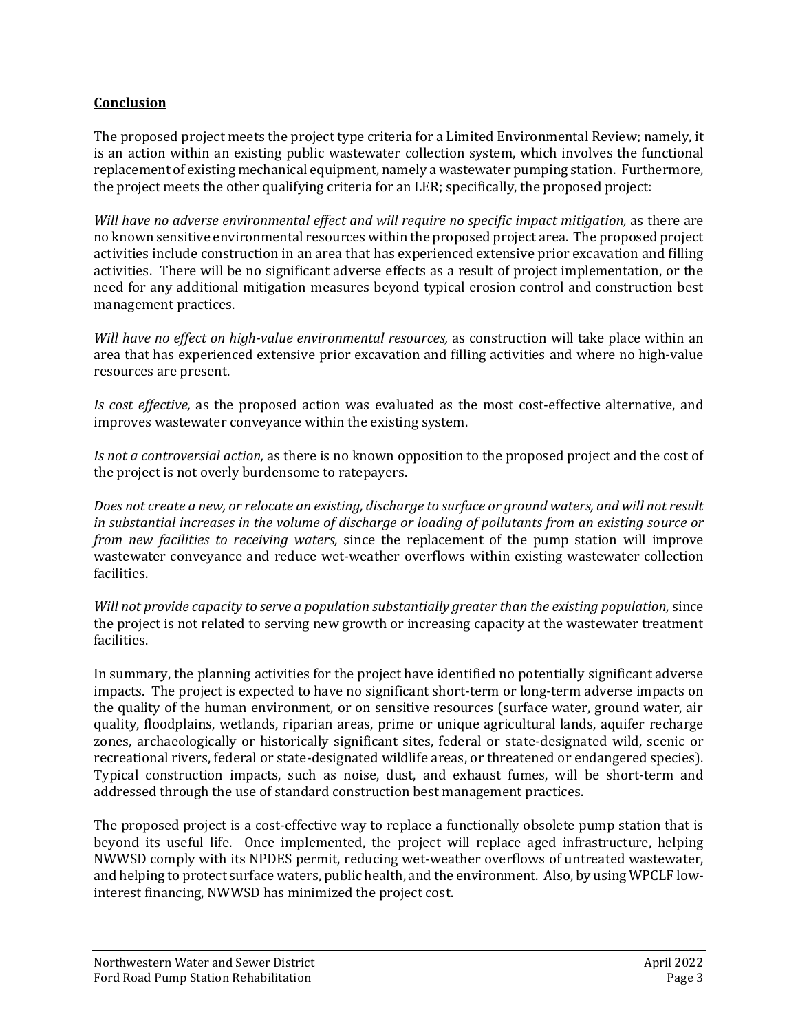**Conclusion**

The proposed project meets the project type criteria for a Limited Environmental Review; namely, it is an action within an existing public wastewater collection system, which involves the functional replacement of existing mechanical equipment, namely a wastewater pumping station. Furthermore, the project meets the other qualifying criteria for an LER; specifically, the proposed project:

*Will have no adverse environmental effect and will require no specific impact mitigation,* as there are no known sensitive environmental resources within the proposed project area. The proposed project activities include construction in an area that has experienced extensive prior excavation and filling activities. There will be no significant adverse effects as a result of project implementation, or the need for any additional mitigation measures beyond typical erosion control and construction best management practices.

*Will have no effect on high-value environmental resources,* as construction will take place within an area that has experienced extensive prior excavation and filling activities and where no high-value resources are present.

*Is cost effective,* as the proposed action was evaluated as the most cost-effective alternative, and improves wastewater conveyance within the existing system.

*Is not a controversial action,* as there is no known opposition to the proposed project and the cost of the project is not overly burdensome to ratepayers.

*Does not create a new, or relocate an existing, discharge to surface or ground waters, and will not result in substantial increases in the volume of discharge or loading of pollutants from an existing source or from new facilities to receiving waters,* since the replacement of the pump station will improve wastewater conveyance and reduce wet-weather overflows within existing wastewater collection facilities.

*Will not provide capacity to serve a population substantially greater than the existing population,* since the project is not related to serving new growth or increasing capacity at the wastewater treatment facilities.

In summary, the planning activities for the project have identified no potentially significant adverse impacts. The project is expected to have no significant short-term or long-term adverse impacts on the quality of the human environment, or on sensitive resources (surface water, ground water, air quality, floodplains, wetlands, riparian areas, prime or unique agricultural lands, aquifer recharge zones, archaeologically or historically significant sites, federal or state-designated wild, scenic or recreational rivers, federal or state-designated wildlife areas, or threatened or endangered species). Typical construction impacts, such as noise, dust, and exhaust fumes, will be short-term and addressed through the use of standard construction best management practices.

The proposed project is a cost-effective way to replace a functionally obsolete pump station that is beyond its useful life. Once implemented, the project will replace aged infrastructure, helping NWWSD comply with its NPDES permit, reducing wet-weather overflows of untreated wastewater, and helping to protect surface waters, public health, and the environment. Also, by using WPCLF low-interest financing, NWWSD has minimized the project cost.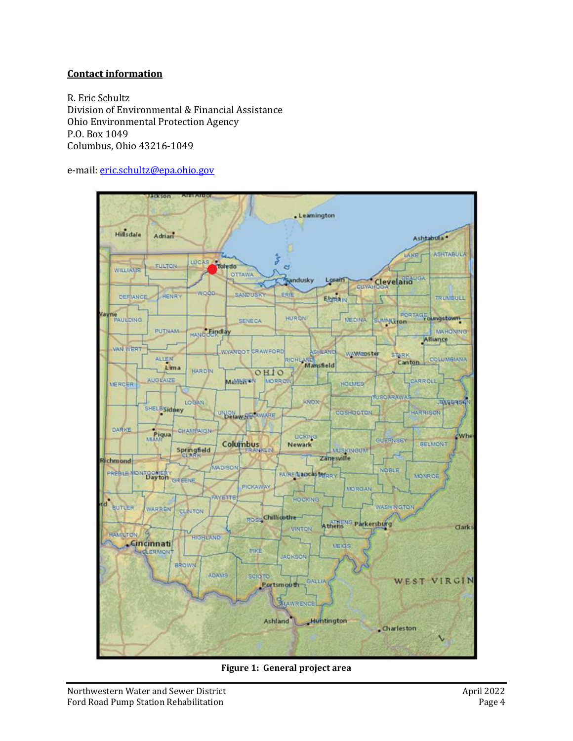**Contact information**

R. Eric Schultz
Division of Environmental & Financial Assistance
Ohio Environmental Protection Agency
P.O. Box 1049
Columbus, Ohio 43216-1049

e-mail: [eric.schultz@epa.ohio.gov](mailto:eric.schultz@epa.ohio.gov)

**Figure 1: General project area**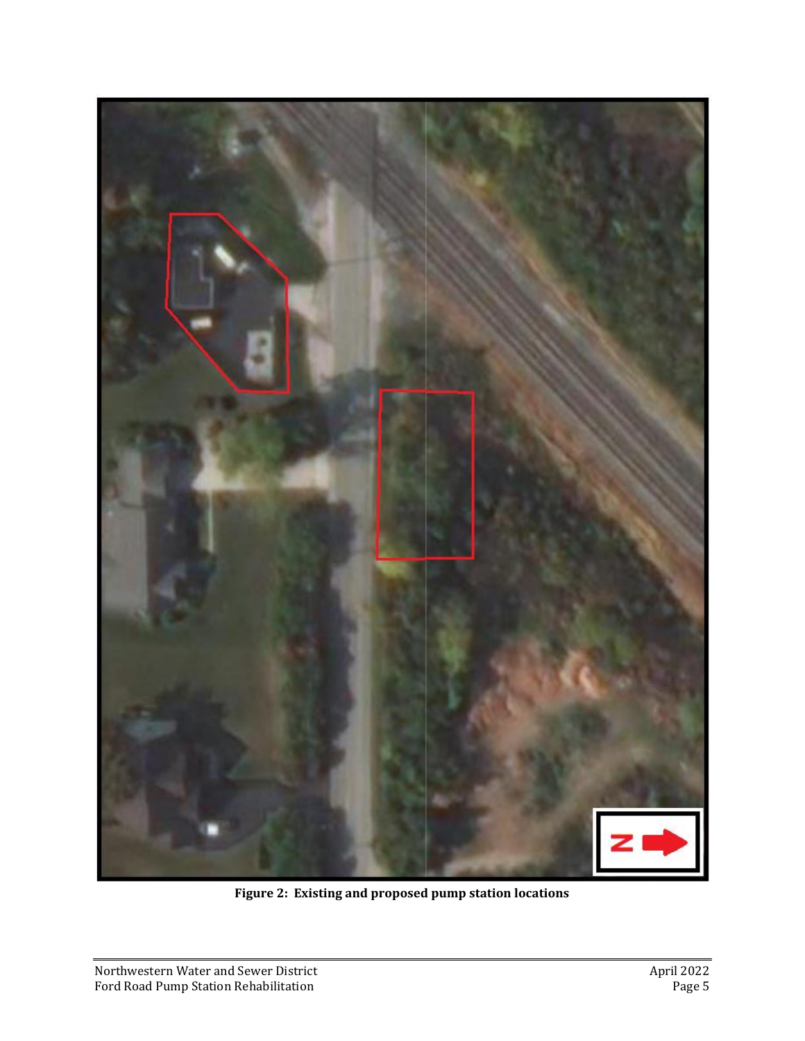Figure 2: Existing and proposed pump station locations